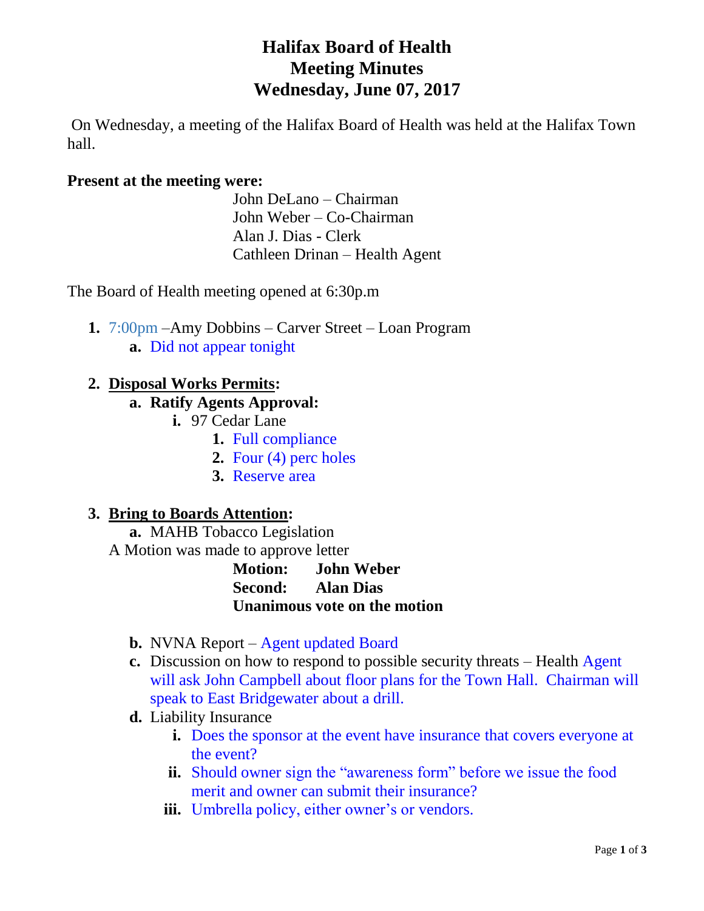# Halifax Board of Health
# Meeting Minutes
# Wednesday, June 07, 2017

On Wednesday, a meeting of the Halifax Board of Health was held at the Halifax Town hall.

**Present at the meeting were:**

John DeLano – Chairman
John Weber – Co-Chairman
Alan J. Dias - Clerk
Cathleen Drinan – Health Agent

The Board of Health meeting opened at 6:30p.m

1. 7:00pm –Amy Dobbins – Carver Street – Loan Program
   a. Did not appear tonight

2. **Disposal Works Permits:**
   a. **Ratify Agents Approval:**
      i. 97 Cedar Lane
         1. Full compliance
         2. Four (4) perc holes
         3. Reserve area

3. **Bring to Boards Attention:**
   a. MAHB Tobacco Legislation

   A Motion was made to approve letter

   **Motion: John Weber**
   **Second: Alan Dias**
   **Unanimous vote on the motion**

   b. NVNA Report – Agent updated Board
   c. Discussion on how to respond to possible security threats – Health Agent will ask John Campbell about floor plans for the Town Hall. Chairman will speak to East Bridgewater about a drill.
   d. Liability Insurance
      i. Does the sponsor at the event have insurance that covers everyone at the event?
      ii. Should owner sign the "awareness form" before we issue the food merit and owner can submit their insurance?
      iii. Umbrella policy, either owner's or vendors.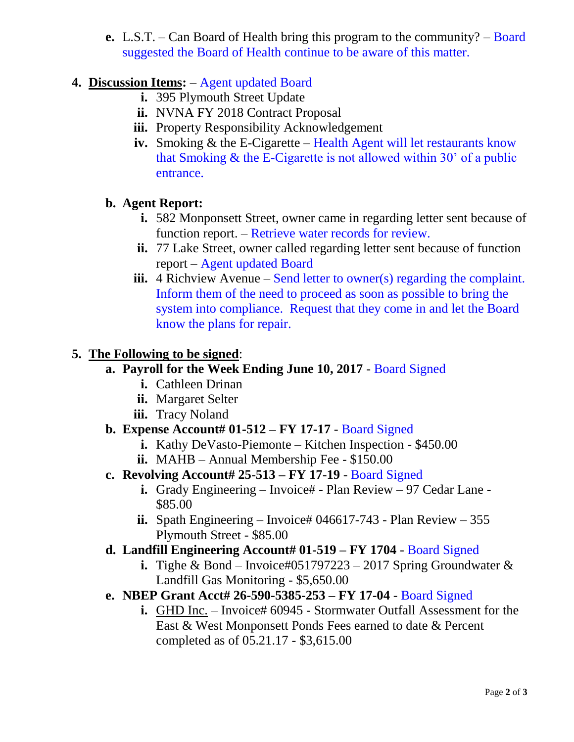e. L.S.T. – Can Board of Health bring this program to the community? – Board suggested the Board of Health continue to be aware of this matter.

4. **Discussion Items:** – Agent updated Board
   - i. 395 Plymouth Street Update
   - ii. NVNA FY 2018 Contract Proposal
   - iii. Property Responsibility Acknowledgement
   - iv. Smoking & the E-Cigarette – Health Agent will let restaurants know that Smoking & the E-Cigarette is not allowed within 30' of a public entrance.

   **b. Agent Report:**
   - i. 582 Monponsett Street, owner came in regarding letter sent because of function report. – Retrieve water records for review.
   - ii. 77 Lake Street, owner called regarding letter sent because of function report – Agent updated Board
   - iii. 4 Richview Avenue – Send letter to owner(s) regarding the complaint. Inform them of the need to proceed as soon as possible to bring the system into compliance. Request that they come in and let the Board know the plans for repair.

5. **The Following to be signed**:

   **a. Payroll for the Week Ending June 10, 2017** - Board Signed
   - i. Cathleen Drinan
   - ii. Margaret Selter
   - iii. Tracy Noland

   **b. Expense Account# 01-512 – FY 17-17** - Board Signed
   - i. Kathy DeVasto-Piemonte – Kitchen Inspection - $450.00
   - ii. MAHB – Annual Membership Fee - $150.00

   **c. Revolving Account# 25-513 – FY 17-19** - Board Signed
   - i. Grady Engineering – Invoice# - Plan Review – 97 Cedar Lane - $85.00
   - ii. Spath Engineering – Invoice# 046617-743 - Plan Review – 355 Plymouth Street - $85.00

   **d. Landfill Engineering Account# 01-519 – FY 1704** - Board Signed
   - i. Tighe & Bond – Invoice#051797223 – 2017 Spring Groundwater & Landfill Gas Monitoring - $5,650.00

   **e. NBEP Grant Acct# 26-590-5385-253 – FY 17-04** - Board Signed
   - i. GHD Inc. – Invoice# 60945 - Stormwater Outfall Assessment for the East & West Monponsett Ponds Fees earned to date & Percent completed as of 05.21.17 - $3,615.00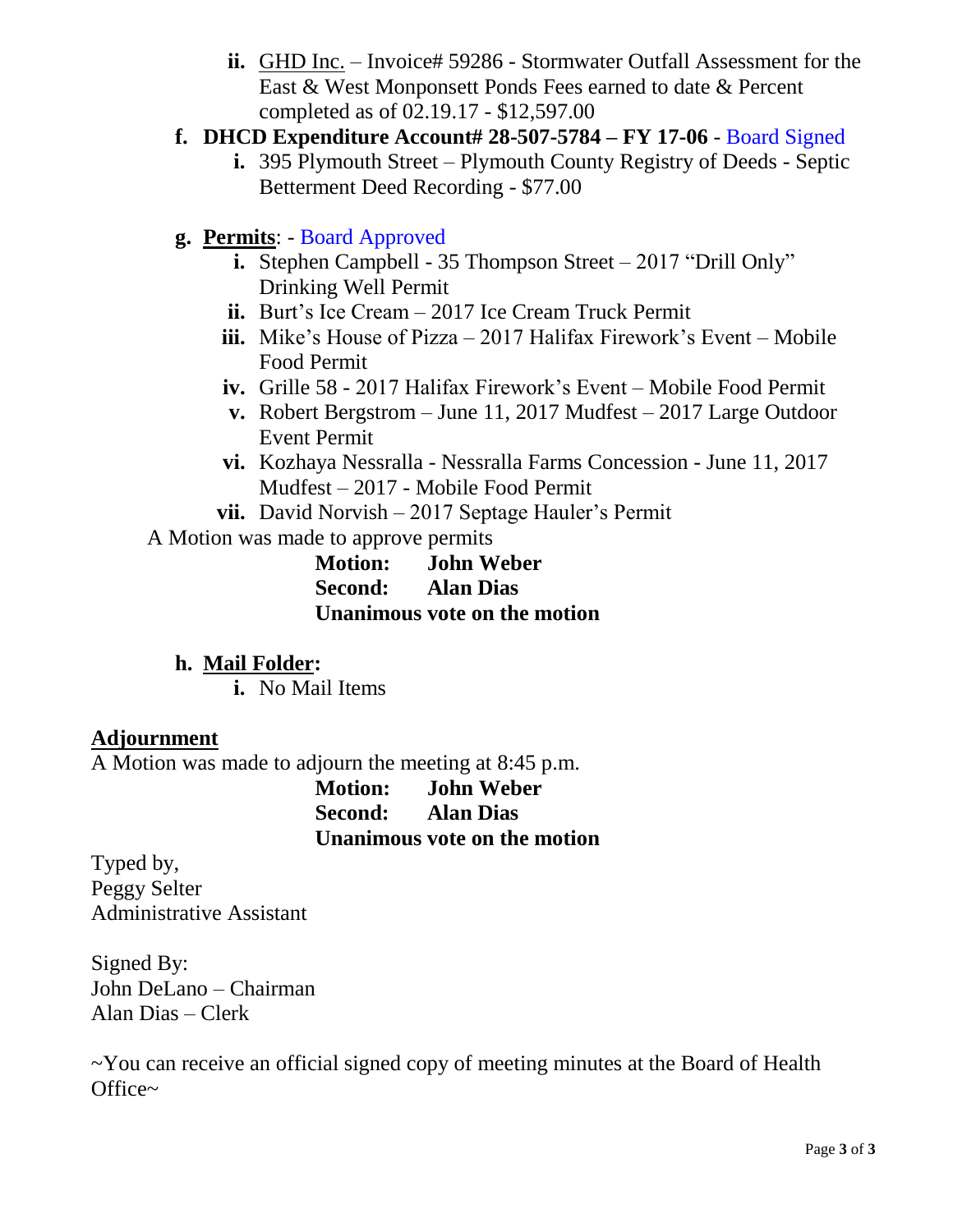ii. GHD Inc. – Invoice# 59286 - Stormwater Outfall Assessment for the East & West Monponsett Ponds Fees earned to date & Percent completed as of 02.19.17 - $12,597.00

**f. DHCD Expenditure Account# 28-507-5784 – FY 17-06** - Board Signed

i. 395 Plymouth Street – Plymouth County Registry of Deeds - Septic Betterment Deed Recording - $77.00

**g. Permits**: - Board Approved

i. Stephen Campbell - 35 Thompson Street – 2017 "Drill Only" Drinking Well Permit

ii. Burt's Ice Cream – 2017 Ice Cream Truck Permit

iii. Mike's House of Pizza – 2017 Halifax Firework's Event – Mobile Food Permit

iv. Grille 58 - 2017 Halifax Firework's Event – Mobile Food Permit

v. Robert Bergstrom – June 11, 2017 Mudfest – 2017 Large Outdoor Event Permit

vi. Kozhaya Nessralla - Nessralla Farms Concession - June 11, 2017 Mudfest – 2017 - Mobile Food Permit

vii. David Norvish – 2017 Septage Hauler's Permit

A Motion was made to approve permits

**Motion: John Weber**
**Second: Alan Dias**
**Unanimous vote on the motion**

**h. Mail Folder:**

i. No Mail Items

## Adjournment

A Motion was made to adjourn the meeting at 8:45 p.m.

**Motion: John Weber**
**Second: Alan Dias**
**Unanimous vote on the motion**

Typed by,
Peggy Selter
Administrative Assistant

Signed By:
John DeLano – Chairman
Alan Dias – Clerk

~You can receive an official signed copy of meeting minutes at the Board of Health Office~